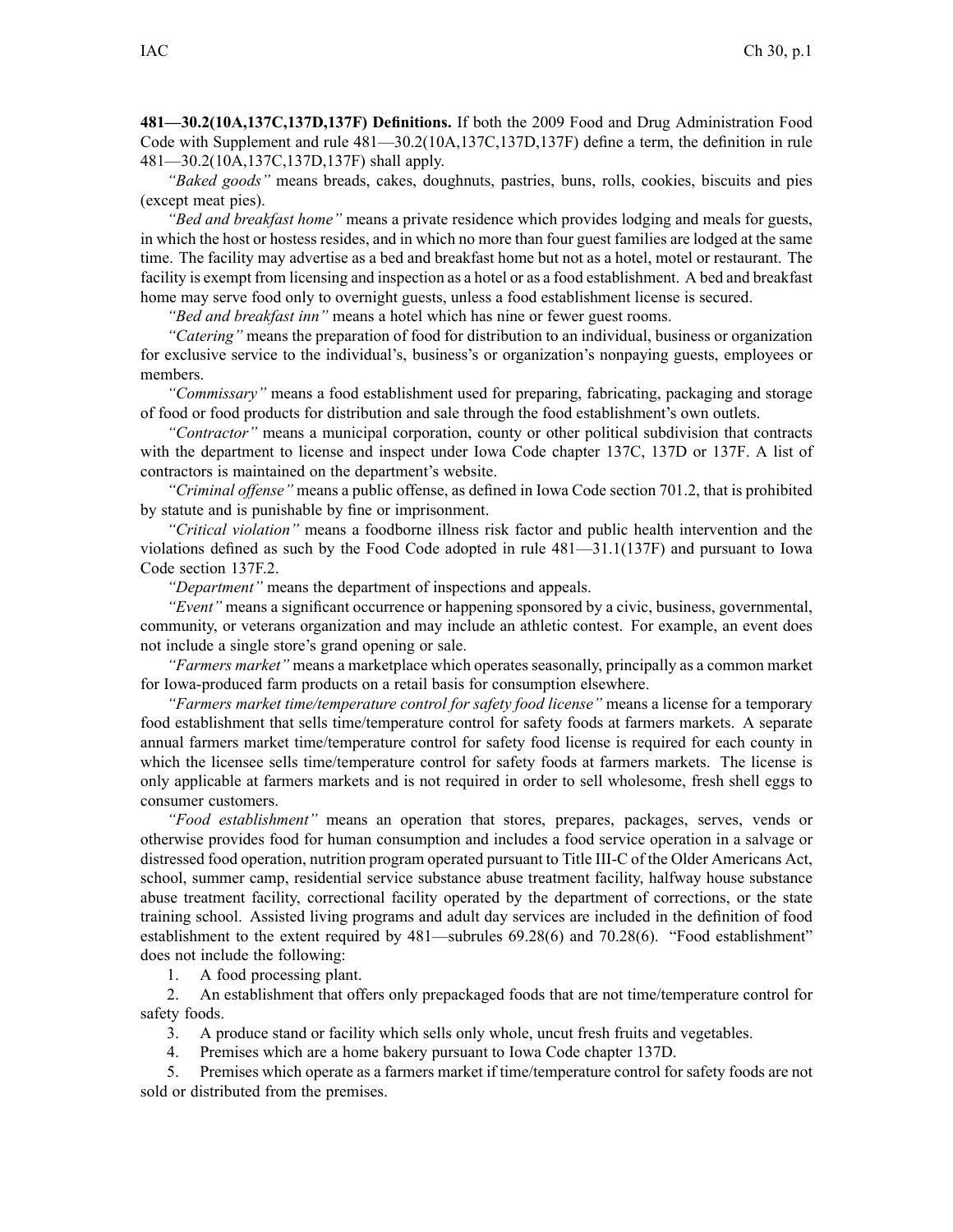**481—30.2(10A,137C,137D,137F) Definitions.** If both the 2009 Food and Drug Administration Food Code with Supplement and rule 481—30.2(10A,137C,137D,137F) define a term, the definition in rule 481—30.2(10A,137C,137D,137F) shall apply.

*"Baked goods"* means breads, cakes, doughnuts, pastries, buns, rolls, cookies, biscuits and pies (except meat pies).

*"Bed and breakfast home"* means a private residence which provides lodging and meals for guests, in which the host or hostess resides, and in which no more than four guest families are lodged at the same time. The facility may advertise as a bed and breakfast home but not as a hotel, motel or restaurant. The facility is exempt from licensing and inspection as a hotel or as a food establishment. A bed and breakfast home may serve food only to overnight guests, unless a food establishment license is secured.

*"Bed and breakfast inn"* means a hotel which has nine or fewer guest rooms.

*"Catering"* means the preparation of food for distribution to an individual, business or organization for exclusive service to the individual's, business's or organization's nonpaying guests, employees or members.

*"Commissary"* means a food establishment used for preparing, fabricating, packaging and storage of food or food products for distribution and sale through the food establishment's own outlets.

*"Contractor"* means a municipal corporation, county or other political subdivision that contracts with the department to license and inspect under Iowa Code chapter 137C, 137D or 137F. A list of contractors is maintained on the department's website.

*"Criminal offense"* means a public offense, as defined in Iowa Code section 701.2, that is prohibited by statute and is punishable by fine or imprisonment.

*"Critical violation"* means a foodborne illness risk factor and public health intervention and the violations defined as such by the Food Code adopted in rule 481—31.1(137F) and pursuant to Iowa Code section 137F.2.

*"Department"* means the department of inspections and appeals.

*"Event"* means a significant occurrence or happening sponsored by a civic, business, governmental, community, or veterans organization and may include an athletic contest. For example, an event does not include a single store's grand opening or sale.

*"Farmers market"* means a marketplace which operates seasonally, principally as a common market for Iowa-produced farm products on a retail basis for consumption elsewhere.

*"Farmers market time/temperature control for safety food license"* means a license for a temporary food establishment that sells time/temperature control for safety foods at farmers markets. A separate annual farmers market time/temperature control for safety food license is required for each county in which the licensee sells time/temperature control for safety foods at farmers markets. The license is only applicable at farmers markets and is not required in order to sell wholesome, fresh shell eggs to consumer customers.

*"Food establishment"* means an operation that stores, prepares, packages, serves, vends or otherwise provides food for human consumption and includes a food service operation in a salvage or distressed food operation, nutrition program operated pursuant to Title III-C of the Older Americans Act, school, summer camp, residential service substance abuse treatment facility, halfway house substance abuse treatment facility, correctional facility operated by the department of corrections, or the state training school. Assisted living programs and adult day services are included in the definition of food establishment to the extent required by 481—subrules 69.28(6) and 70.28(6). "Food establishment" does not include the following:

1. A food processing plant.
2. An establishment that offers only prepackaged foods that are not time/temperature control for safety foods.
3. A produce stand or facility which sells only whole, uncut fresh fruits and vegetables.
4. Premises which are a home bakery pursuant to Iowa Code chapter 137D.
5. Premises which operate as a farmers market if time/temperature control for safety foods are not sold or distributed from the premises.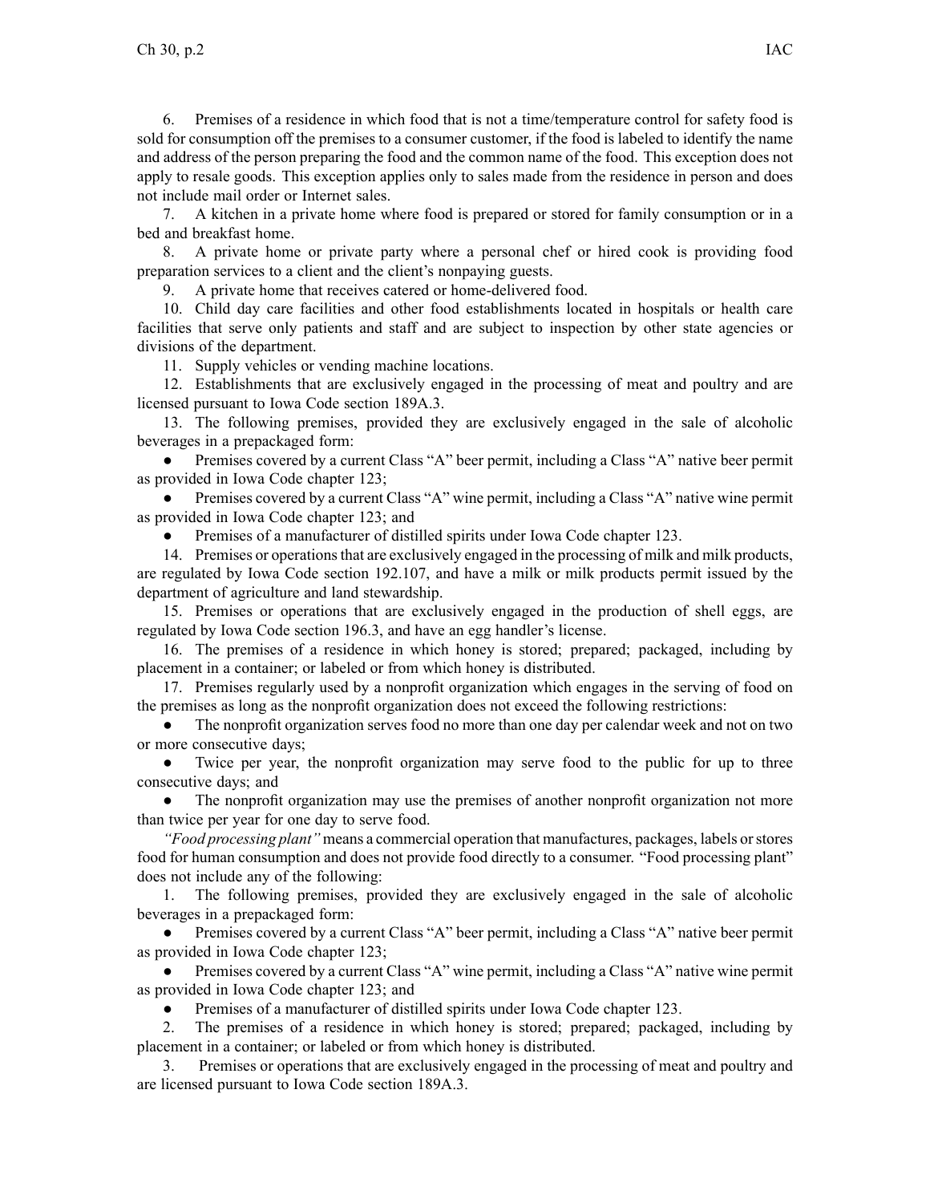6. Premises of a residence in which food that is not a time/temperature control for safety food is sold for consumption off the premises to a consumer customer, if the food is labeled to identify the name and address of the person preparing the food and the common name of the food. This exception does not apply to resale goods. This exception applies only to sales made from the residence in person and does not include mail order or Internet sales.

7. A kitchen in a private home where food is prepared or stored for family consumption or in a bed and breakfast home.

8. A private home or private party where a personal chef or hired cook is providing food preparation services to a client and the client's nonpaying guests.

9. A private home that receives catered or home-delivered food.

10. Child day care facilities and other food establishments located in hospitals or health care facilities that serve only patients and staff and are subject to inspection by other state agencies or divisions of the department.

11. Supply vehicles or vending machine locations.

12. Establishments that are exclusively engaged in the processing of meat and poultry and are licensed pursuant to Iowa Code section 189A.3.

13. The following premises, provided they are exclusively engaged in the sale of alcoholic beverages in a prepackaged form:

- Premises covered by a current Class "A" beer permit, including a Class "A" native beer permit as provided in Iowa Code chapter 123;
- Premises covered by a current Class "A" wine permit, including a Class "A" native wine permit as provided in Iowa Code chapter 123; and
- Premises of a manufacturer of distilled spirits under Iowa Code chapter 123.

14. Premises or operations that are exclusively engaged in the processing of milk and milk products, are regulated by Iowa Code section 192.107, and have a milk or milk products permit issued by the department of agriculture and land stewardship.

15. Premises or operations that are exclusively engaged in the production of shell eggs, are regulated by Iowa Code section 196.3, and have an egg handler's license.

16. The premises of a residence in which honey is stored; prepared; packaged, including by placement in a container; or labeled or from which honey is distributed.

17. Premises regularly used by a nonprofit organization which engages in the serving of food on the premises as long as the nonprofit organization does not exceed the following restrictions:

- The nonprofit organization serves food no more than one day per calendar week and not on two or more consecutive days;
- Twice per year, the nonprofit organization may serve food to the public for up to three consecutive days; and
- The nonprofit organization may use the premises of another nonprofit organization not more than twice per year for one day to serve food.

*"Food processing plant"* means a commercial operation that manufactures, packages, labels or stores food for human consumption and does not provide food directly to a consumer. "Food processing plant" does not include any of the following:

1. The following premises, provided they are exclusively engaged in the sale of alcoholic beverages in a prepackaged form:

- Premises covered by a current Class "A" beer permit, including a Class "A" native beer permit as provided in Iowa Code chapter 123;
- Premises covered by a current Class "A" wine permit, including a Class "A" native wine permit as provided in Iowa Code chapter 123; and
- Premises of a manufacturer of distilled spirits under Iowa Code chapter 123.

2. The premises of a residence in which honey is stored; prepared; packaged, including by placement in a container; or labeled or from which honey is distributed.

3. Premises or operations that are exclusively engaged in the processing of meat and poultry and are licensed pursuant to Iowa Code section 189A.3.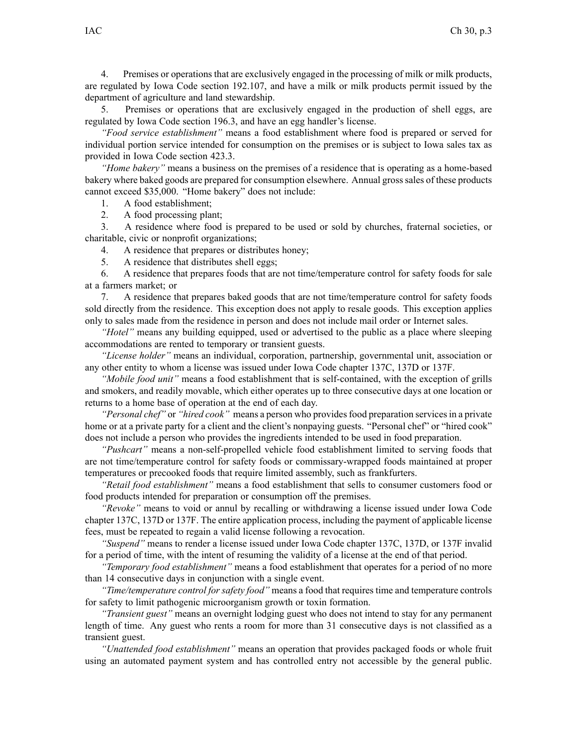4. Premises or operations that are exclusively engaged in the processing of milk or milk products, are regulated by Iowa Code section 192.107, and have a milk or milk products permit issued by the department of agriculture and land stewardship.

5. Premises or operations that are exclusively engaged in the production of shell eggs, are regulated by Iowa Code section 196.3, and have an egg handler's license.

*"Food service establishment"* means a food establishment where food is prepared or served for individual portion service intended for consumption on the premises or is subject to Iowa sales tax as provided in Iowa Code section 423.3.

*"Home bakery"* means a business on the premises of a residence that is operating as a home-based bakery where baked goods are prepared for consumption elsewhere. Annual gross sales of these products cannot exceed $35,000. "Home bakery" does not include:

1. A food establishment;
2. A food processing plant;
3. A residence where food is prepared to be used or sold by churches, fraternal societies, or charitable, civic or nonprofit organizations;
4. A residence that prepares or distributes honey;
5. A residence that distributes shell eggs;
6. A residence that prepares foods that are not time/temperature control for safety foods for sale at a farmers market; or
7. A residence that prepares baked goods that are not time/temperature control for safety foods sold directly from the residence. This exception does not apply to resale goods. This exception applies only to sales made from the residence in person and does not include mail order or Internet sales.

*"Hotel"* means any building equipped, used or advertised to the public as a place where sleeping accommodations are rented to temporary or transient guests.

*"License holder"* means an individual, corporation, partnership, governmental unit, association or any other entity to whom a license was issued under Iowa Code chapter 137C, 137D or 137F.

*"Mobile food unit"* means a food establishment that is self-contained, with the exception of grills and smokers, and readily movable, which either operates up to three consecutive days at one location or returns to a home base of operation at the end of each day.

*"Personal chef"* or *"hired cook"* means a person who provides food preparation services in a private home or at a private party for a client and the client's nonpaying guests. "Personal chef" or "hired cook" does not include a person who provides the ingredients intended to be used in food preparation.

*"Pushcart"* means a non-self-propelled vehicle food establishment limited to serving foods that are not time/temperature control for safety foods or commissary-wrapped foods maintained at proper temperatures or precooked foods that require limited assembly, such as frankfurters.

*"Retail food establishment"* means a food establishment that sells to consumer customers food or food products intended for preparation or consumption off the premises.

*"Revoke"* means to void or annul by recalling or withdrawing a license issued under Iowa Code chapter 137C, 137D or 137F. The entire application process, including the payment of applicable license fees, must be repeated to regain a valid license following a revocation.

*"Suspend"* means to render a license issued under Iowa Code chapter 137C, 137D, or 137F invalid for a period of time, with the intent of resuming the validity of a license at the end of that period.

*"Temporary food establishment"* means a food establishment that operates for a period of no more than 14 consecutive days in conjunction with a single event.

*"Time/temperature control for safety food"* means a food that requires time and temperature controls for safety to limit pathogenic microorganism growth or toxin formation.

*"Transient guest"* means an overnight lodging guest who does not intend to stay for any permanent length of time. Any guest who rents a room for more than 31 consecutive days is not classified as a transient guest.

*"Unattended food establishment"* means an operation that provides packaged foods or whole fruit using an automated payment system and has controlled entry not accessible by the general public.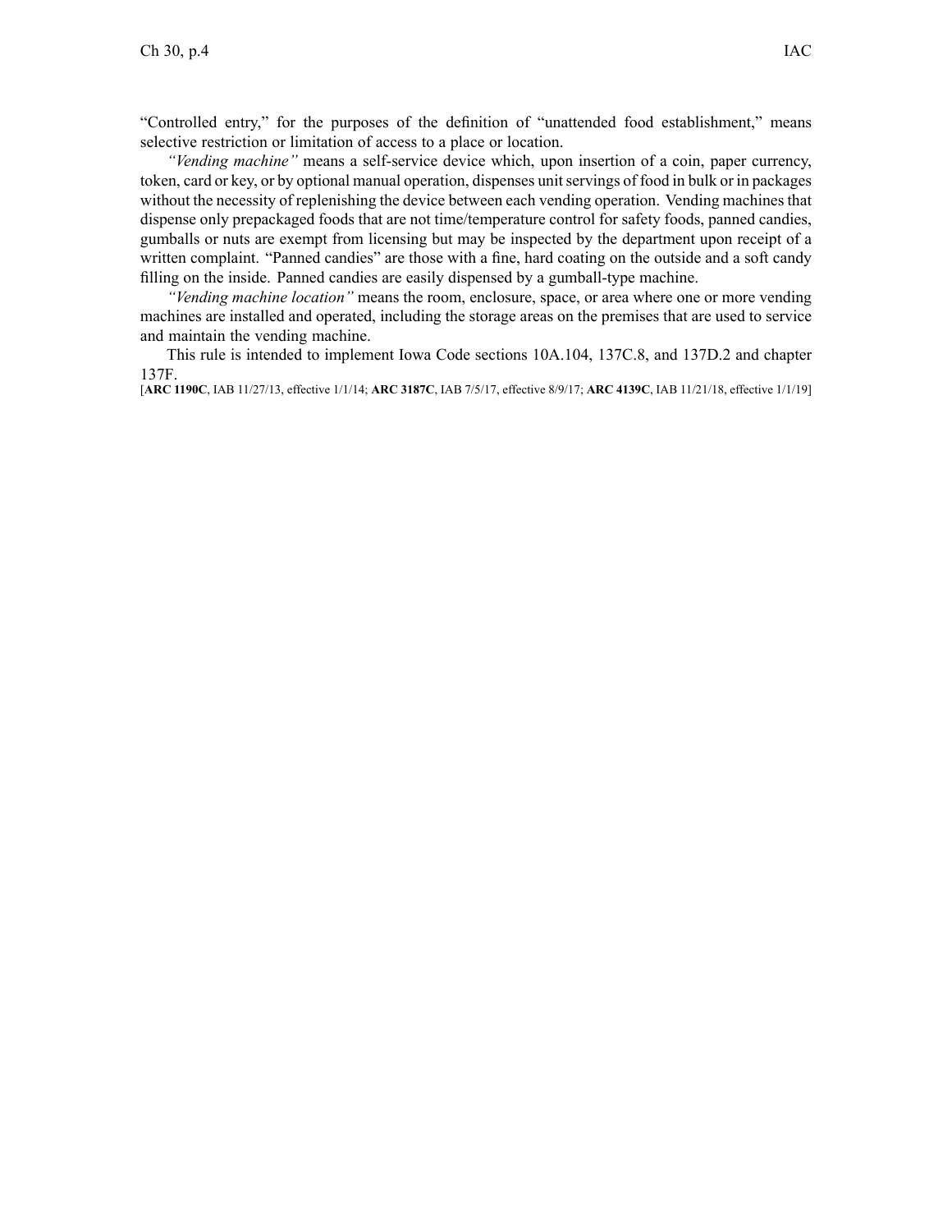"Controlled entry," for the purposes of the definition of "unattended food establishment," means selective restriction or limitation of access to a place or location.

*"Vending machine"* means a self-service device which, upon insertion of a coin, paper currency, token, card or key, or by optional manual operation, dispenses unit servings of food in bulk or in packages without the necessity of replenishing the device between each vending operation. Vending machines that dispense only prepackaged foods that are not time/temperature control for safety foods, panned candies, gumballs or nuts are exempt from licensing but may be inspected by the department upon receipt of a written complaint. "Panned candies" are those with a fine, hard coating on the outside and a soft candy filling on the inside. Panned candies are easily dispensed by a gumball-type machine.

*"Vending machine location"* means the room, enclosure, space, or area where one or more vending machines are installed and operated, including the storage areas on the premises that are used to service and maintain the vending machine.

This rule is intended to implement Iowa Code sections 10A.104, 137C.8, and 137D.2 and chapter 137F.

[**ARC 1190C**, IAB 11/27/13, effective 1/1/14; **ARC 3187C**, IAB 7/5/17, effective 8/9/17; **ARC 4139C**, IAB 11/21/18, effective 1/1/19]